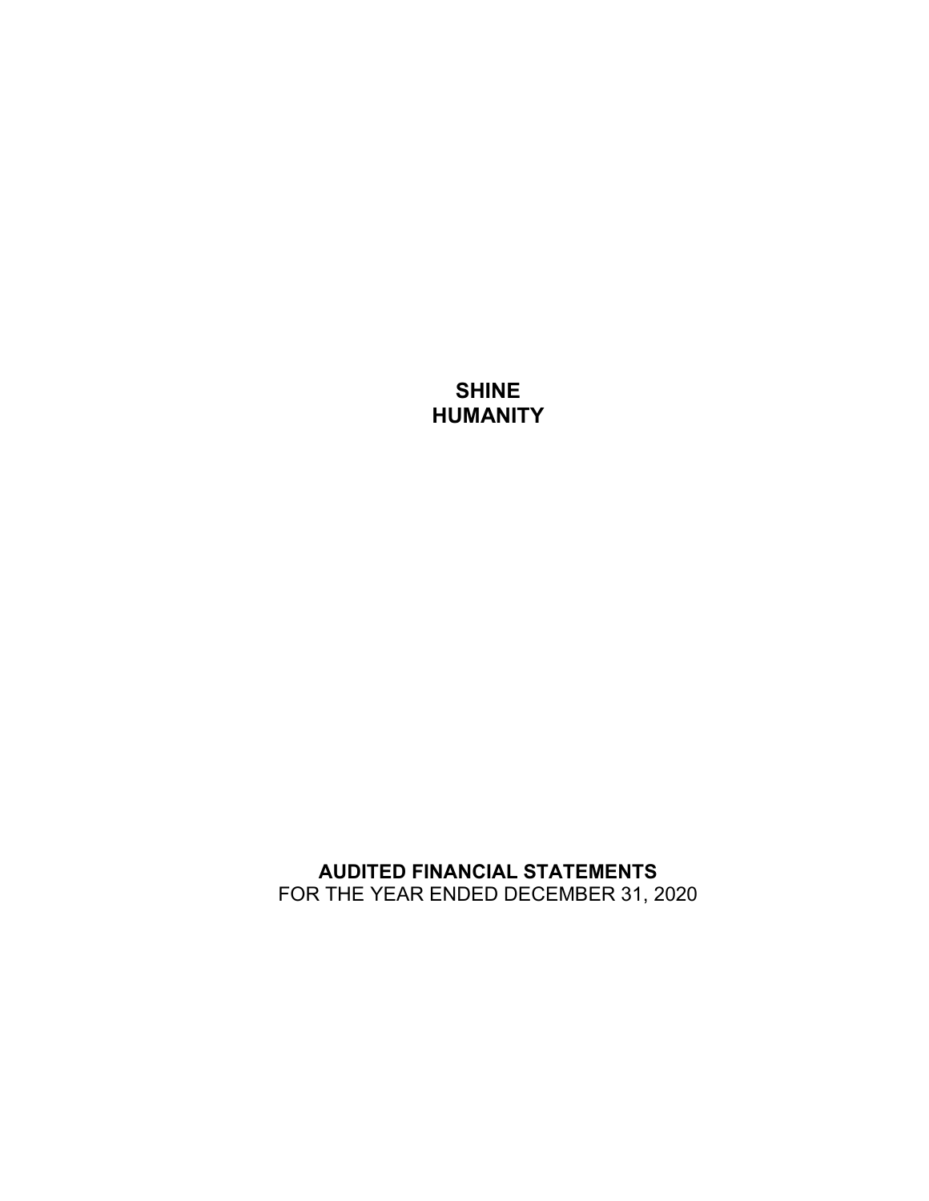# SHINE HUMANITY

## AUDITED FINANCIAL STATEMENTS

FOR THE YEAR ENDED DECEMBER 31, 2020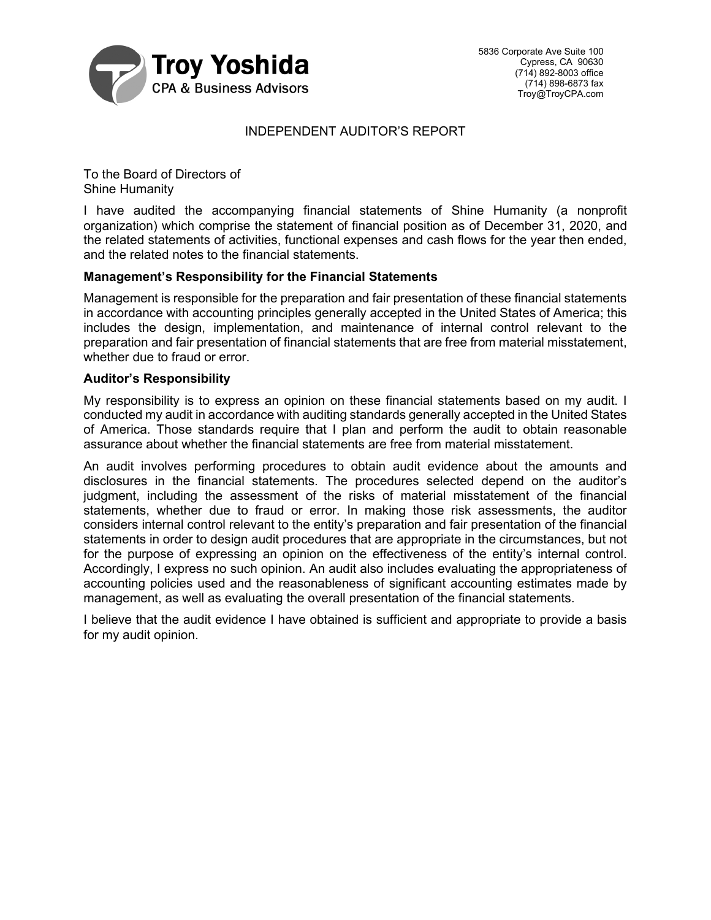Troy Yoshida
CPA & Business Advisors

5836 Corporate Ave Suite 100
Cypress, CA 90630
(714) 892-8003 office
(714) 898-6873 fax
Troy@TroyCPA.com

# INDEPENDENT AUDITOR'S REPORT

To the Board of Directors of
Shine Humanity

I have audited the accompanying financial statements of Shine Humanity (a nonprofit organization) which comprise the statement of financial position as of December 31, 2020, and the related statements of activities, functional expenses and cash flows for the year then ended, and the related notes to the financial statements.

**Management's Responsibility for the Financial Statements**

Management is responsible for the preparation and fair presentation of these financial statements in accordance with accounting principles generally accepted in the United States of America; this includes the design, implementation, and maintenance of internal control relevant to the preparation and fair presentation of financial statements that are free from material misstatement, whether due to fraud or error.

**Auditor's Responsibility**

My responsibility is to express an opinion on these financial statements based on my audit. I conducted my audit in accordance with auditing standards generally accepted in the United States of America. Those standards require that I plan and perform the audit to obtain reasonable assurance about whether the financial statements are free from material misstatement.

An audit involves performing procedures to obtain audit evidence about the amounts and disclosures in the financial statements. The procedures selected depend on the auditor's judgment, including the assessment of the risks of material misstatement of the financial statements, whether due to fraud or error. In making those risk assessments, the auditor considers internal control relevant to the entity's preparation and fair presentation of the financial statements in order to design audit procedures that are appropriate in the circumstances, but not for the purpose of expressing an opinion on the effectiveness of the entity's internal control. Accordingly, I express no such opinion. An audit also includes evaluating the appropriateness of accounting policies used and the reasonableness of significant accounting estimates made by management, as well as evaluating the overall presentation of the financial statements.

I believe that the audit evidence I have obtained is sufficient and appropriate to provide a basis for my audit opinion.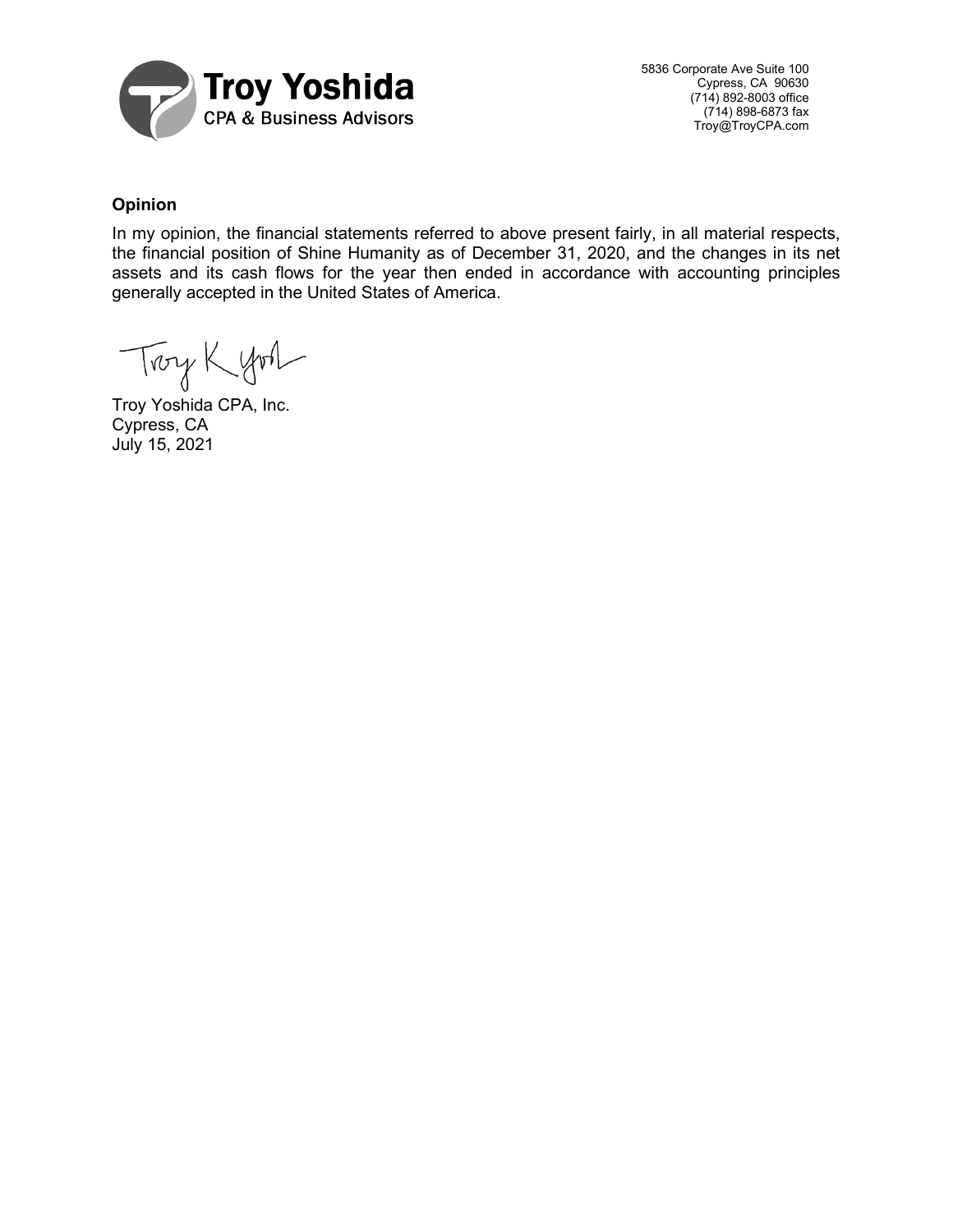**Troy Yoshida**
CPA & Business Advisors

5836 Corporate Ave Suite 100
Cypress, CA 90630
(714) 892-8003 office
(714) 898-6873 fax
Troy@TroyCPA.com

### Opinion

In my opinion, the financial statements referred to above present fairly, in all material respects, the financial position of Shine Humanity as of December 31, 2020, and the changes in its net assets and its cash flows for the year then ended in accordance with accounting principles generally accepted in the United States of America.

Troy Yoshida CPA, Inc.
Cypress, CA
July 15, 2021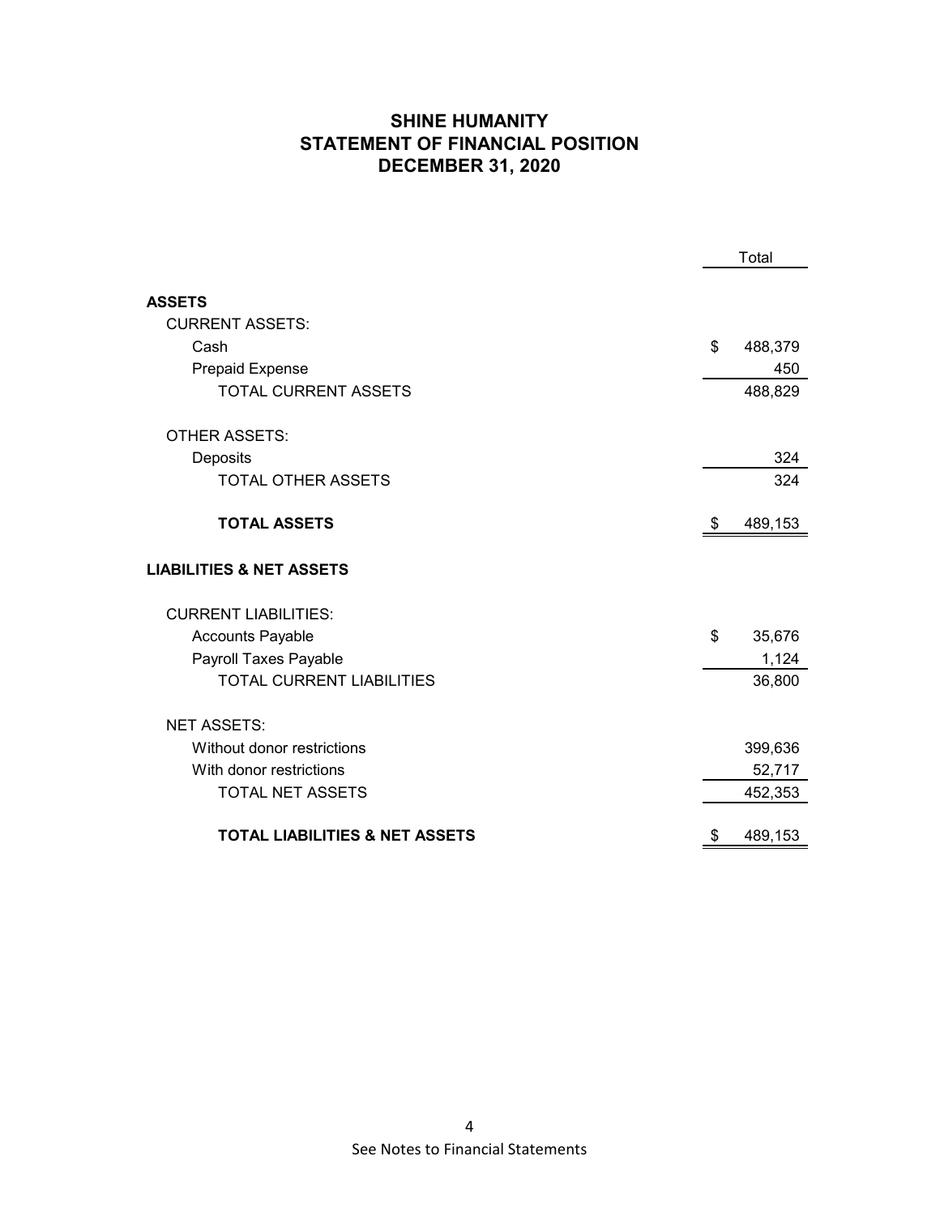# SHINE HUMANITY
## STATEMENT OF FINANCIAL POSITION
## DECEMBER 31, 2020

| | Total |
|---|---|
| **ASSETS** | |
| CURRENT ASSETS: | |
| Cash | $ 488,379 |
| Prepaid Expense | 450 |
| TOTAL CURRENT ASSETS | 488,829 |
| OTHER ASSETS: | |
| Deposits | 324 |
| TOTAL OTHER ASSETS | 324 |
| **TOTAL ASSETS** | $ 489,153 |
| **LIABILITIES & NET ASSETS** | |
| CURRENT LIABILITIES: | |
| Accounts Payable | $ 35,676 |
| Payroll Taxes Payable | 1,124 |
| TOTAL CURRENT LIABILITIES | 36,800 |
| NET ASSETS: | |
| Without donor restrictions | 399,636 |
| With donor restrictions | 52,717 |
| TOTAL NET ASSETS | 452,353 |
| **TOTAL LIABILITIES & NET ASSETS** | $ 489,153 |

See Notes to Financial Statements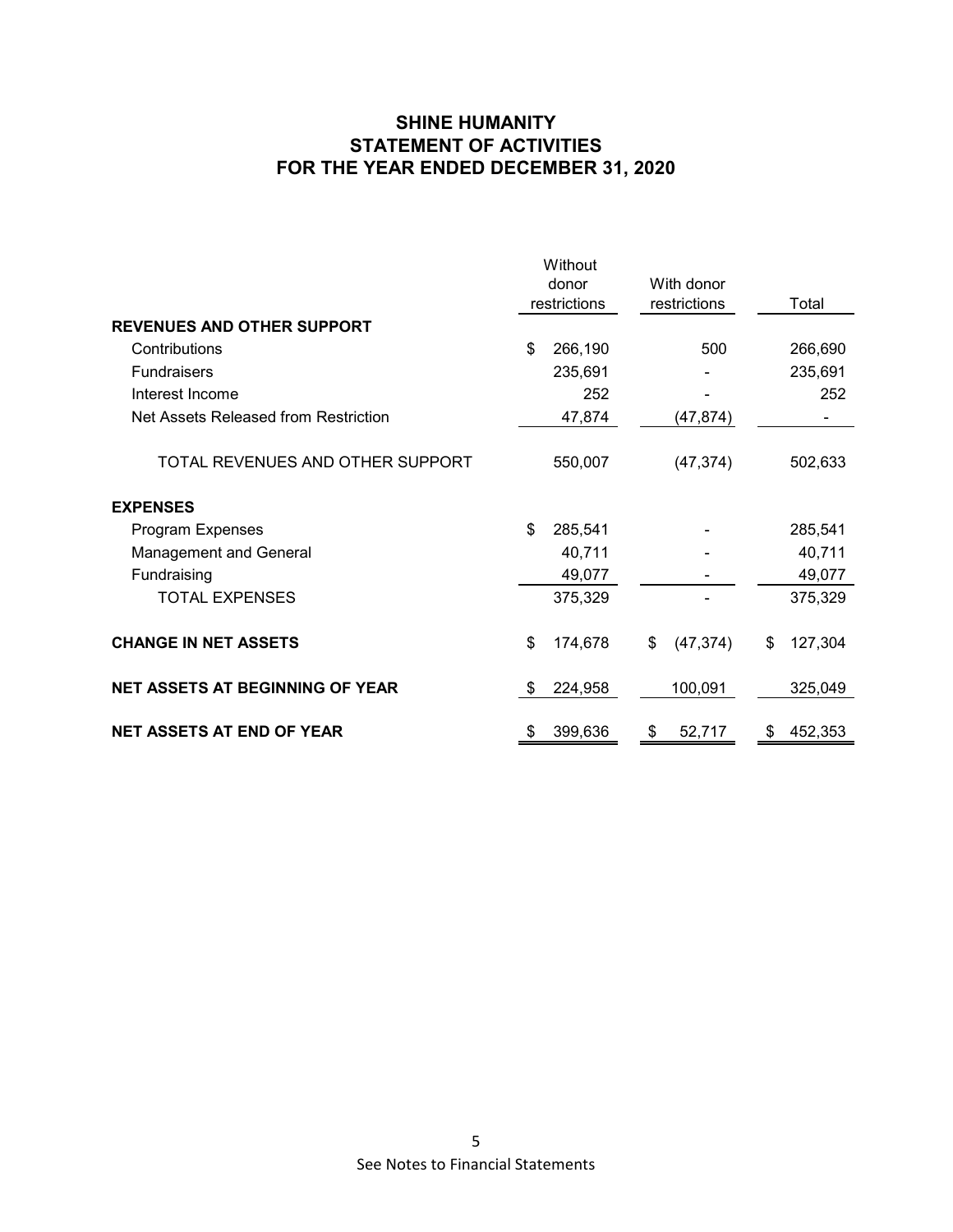# SHINE HUMANITY
## STATEMENT OF ACTIVITIES
## FOR THE YEAR ENDED DECEMBER 31, 2020

| | Without donor restrictions | With donor restrictions | Total |
|---|---|---|---|
| **REVENUES AND OTHER SUPPORT** | | | |
| Contributions | $ 266,190 | 500 | 266,690 |
| Fundraisers | 235,691 | - | 235,691 |
| Interest Income | 252 | - | 252 |
| Net Assets Released from Restriction | 47,874 | (47,874) | - |
| TOTAL REVENUES AND OTHER SUPPORT | 550,007 | (47,374) | 502,633 |
| **EXPENSES** | | | |
| Program Expenses | $ 285,541 | - | 285,541 |
| Management and General | 40,711 | - | 40,711 |
| Fundraising | 49,077 | - | 49,077 |
| TOTAL EXPENSES | 375,329 | - | 375,329 |
| **CHANGE IN NET ASSETS** | $ 174,678 | $ (47,374) | $ 127,304 |
| **NET ASSETS AT BEGINNING OF YEAR** | $ 224,958 | 100,091 | 325,049 |
| **NET ASSETS AT END OF YEAR** | $ 399,636 | $ 52,717 | $ 452,353 |

See Notes to Financial Statements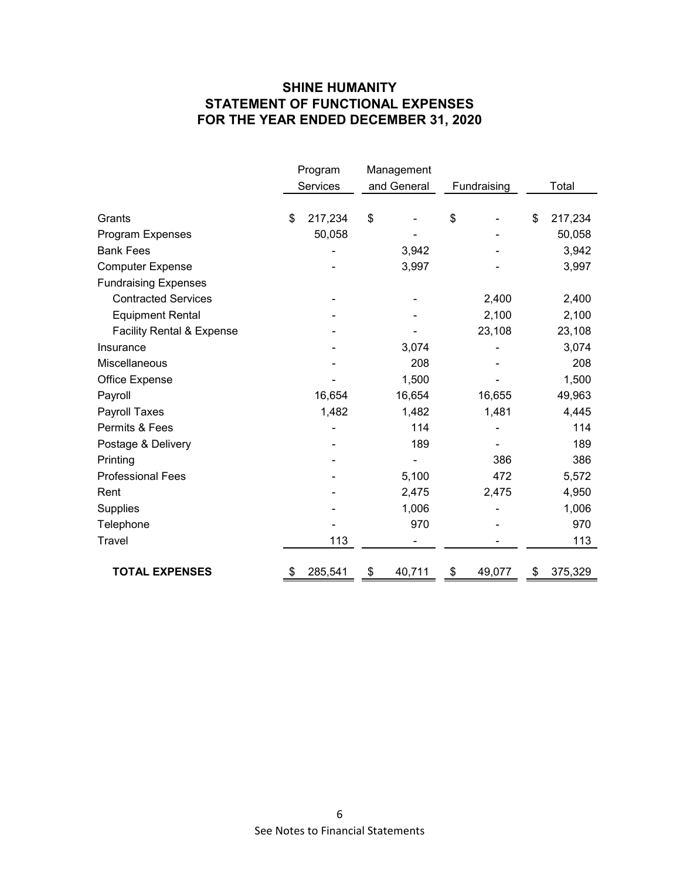# SHINE HUMANITY
## STATEMENT OF FUNCTIONAL EXPENSES
## FOR THE YEAR ENDED DECEMBER 31, 2020

| | Program Services | Management and General | Fundraising | Total |
|---|---|---|---|---|
| Grants | $ 217,234 | $ - | $ - | $ 217,234 |
| Program Expenses | 50,058 | - | - | 50,058 |
| Bank Fees | - | 3,942 | - | 3,942 |
| Computer Expense | - | 3,997 | - | 3,997 |
| Fundraising Expenses | | | | |
| Contracted Services | - | - | 2,400 | 2,400 |
| Equipment Rental | - | - | 2,100 | 2,100 |
| Facility Rental & Expense | - | - | 23,108 | 23,108 |
| Insurance | - | 3,074 | - | 3,074 |
| Miscellaneous | - | 208 | - | 208 |
| Office Expense | - | 1,500 | - | 1,500 |
| Payroll | 16,654 | 16,654 | 16,655 | 49,963 |
| Payroll Taxes | 1,482 | 1,482 | 1,481 | 4,445 |
| Permits & Fees | - | 114 | - | 114 |
| Postage & Delivery | - | 189 | - | 189 |
| Printing | - | - | 386 | 386 |
| Professional Fees | - | 5,100 | 472 | 5,572 |
| Rent | - | 2,475 | 2,475 | 4,950 |
| Supplies | - | 1,006 | - | 1,006 |
| Telephone | - | 970 | - | 970 |
| Travel | 113 | - | - | 113 |
| **TOTAL EXPENSES** | $ 285,541 | $ 40,711 | $ 49,077 | $ 375,329 |

See Notes to Financial Statements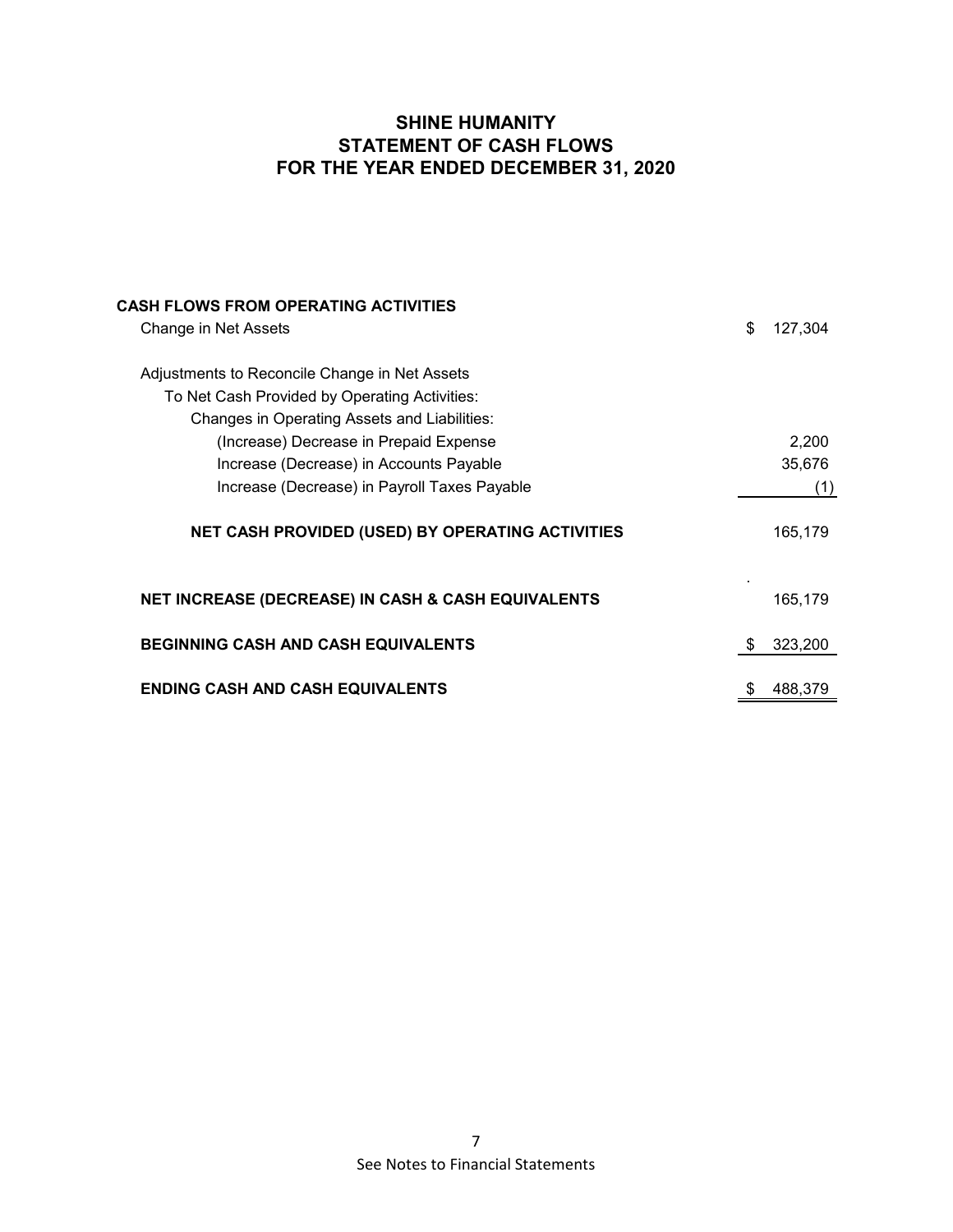# SHINE HUMANITY
## STATEMENT OF CASH FLOWS
## FOR THE YEAR ENDED DECEMBER 31, 2020

| | |
|---|---|
| **CASH FLOWS FROM OPERATING ACTIVITIES** | |
| Change in Net Assets | $ 127,304 |
| Adjustments to Reconcile Change in Net Assets | |
| To Net Cash Provided by Operating Activities: | |
| Changes in Operating Assets and Liabilities: | |
| (Increase) Decrease in Prepaid Expense | 2,200 |
| Increase (Decrease) in Accounts Payable | 35,676 |
| Increase (Decrease) in Payroll Taxes Payable | (1) |
| **NET CASH PROVIDED (USED) BY OPERATING ACTIVITIES** | 165,179 |
| **NET INCREASE (DECREASE) IN CASH & CASH EQUIVALENTS** | 165,179 |
| **BEGINNING CASH AND CASH EQUIVALENTS** | $ 323,200 |
| **ENDING CASH AND CASH EQUIVALENTS** | $ 488,379 |

See Notes to Financial Statements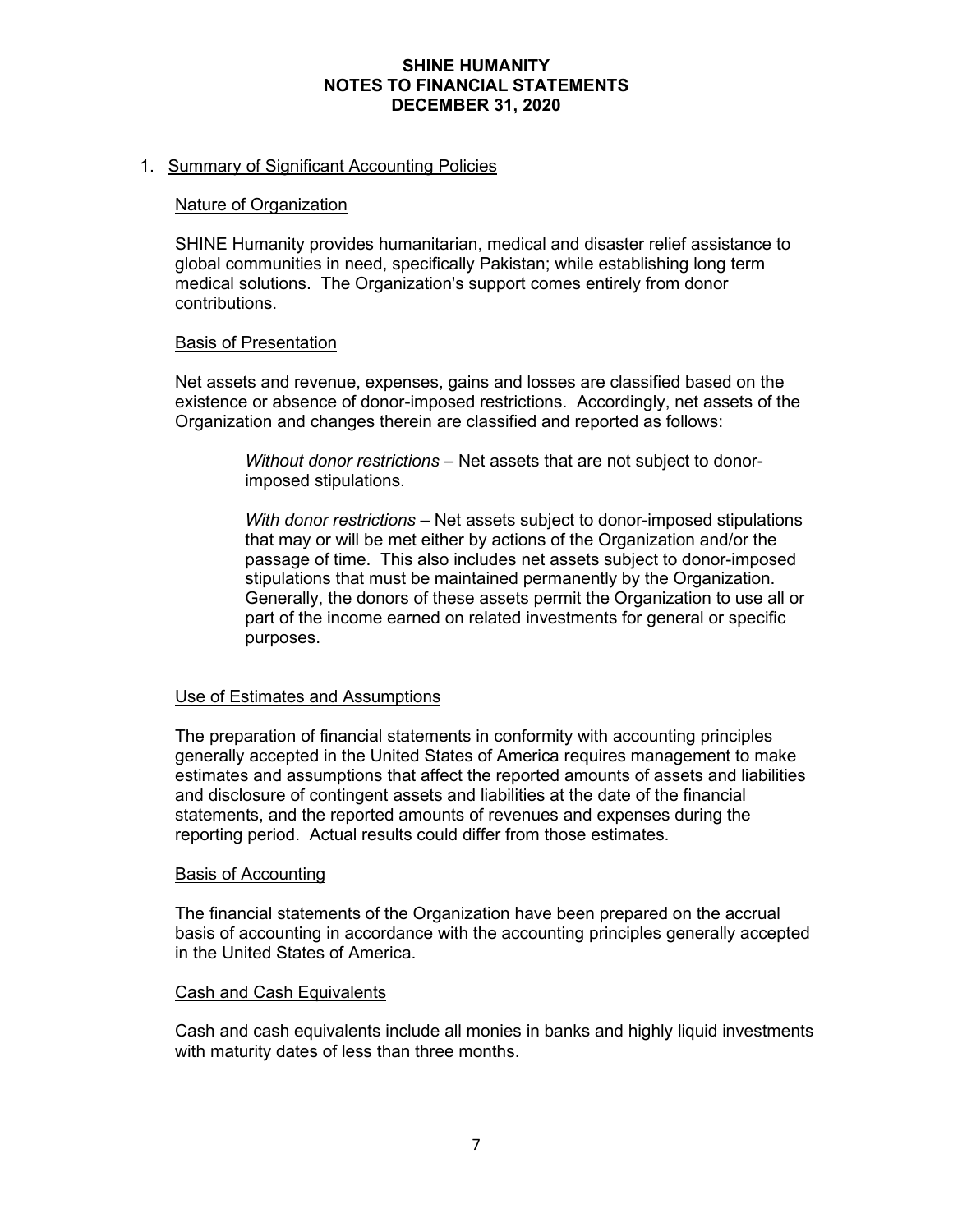# SHINE HUMANITY
## NOTES TO FINANCIAL STATEMENTS
## DECEMBER 31, 2020

1. Summary of Significant Accounting Policies

### Nature of Organization

SHINE Humanity provides humanitarian, medical and disaster relief assistance to global communities in need, specifically Pakistan; while establishing long term medical solutions. The Organization's support comes entirely from donor contributions.

### Basis of Presentation

Net assets and revenue, expenses, gains and losses are classified based on the existence or absence of donor-imposed restrictions. Accordingly, net assets of the Organization and changes therein are classified and reported as follows:

> *Without donor restrictions* – Net assets that are not subject to donor-imposed stipulations.
>
> *With donor restrictions* – Net assets subject to donor-imposed stipulations that may or will be met either by actions of the Organization and/or the passage of time. This also includes net assets subject to donor-imposed stipulations that must be maintained permanently by the Organization. Generally, the donors of these assets permit the Organization to use all or part of the income earned on related investments for general or specific purposes.

### Use of Estimates and Assumptions

The preparation of financial statements in conformity with accounting principles generally accepted in the United States of America requires management to make estimates and assumptions that affect the reported amounts of assets and liabilities and disclosure of contingent assets and liabilities at the date of the financial statements, and the reported amounts of revenues and expenses during the reporting period. Actual results could differ from those estimates.

### Basis of Accounting

The financial statements of the Organization have been prepared on the accrual basis of accounting in accordance with the accounting principles generally accepted in the United States of America.

### Cash and Cash Equivalents

Cash and cash equivalents include all monies in banks and highly liquid investments with maturity dates of less than three months.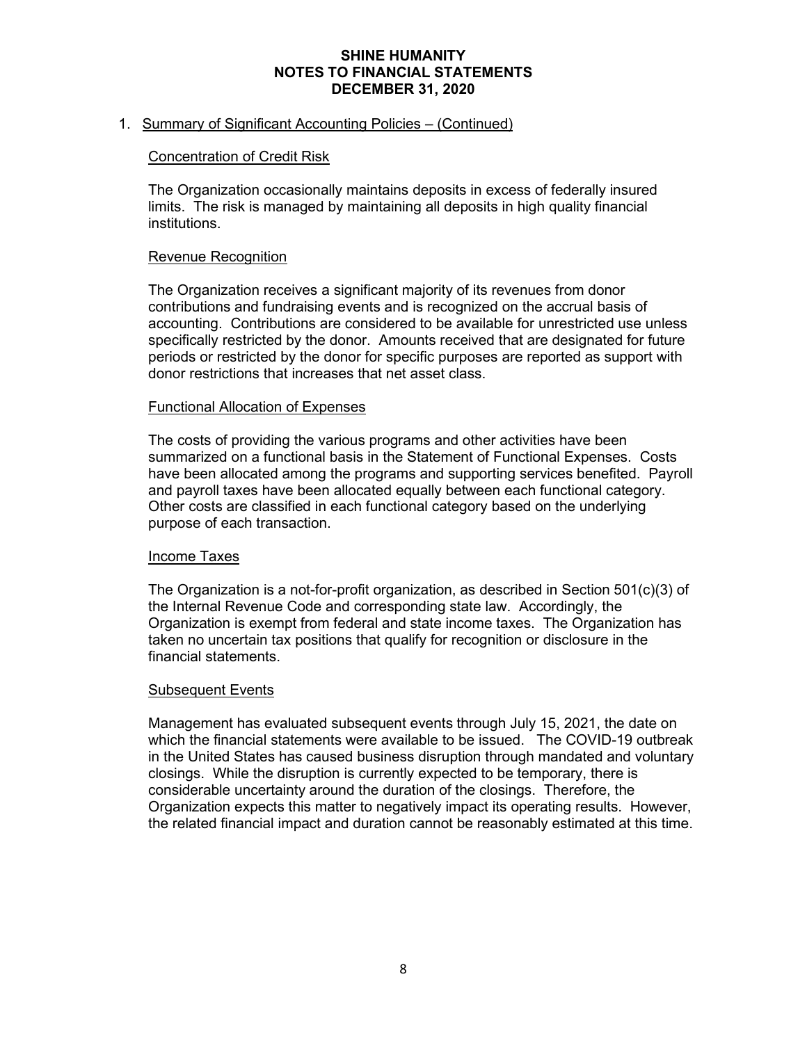# SHINE HUMANITY
## NOTES TO FINANCIAL STATEMENTS
## DECEMBER 31, 2020

1. Summary of Significant Accounting Policies – (Continued)

### Concentration of Credit Risk

The Organization occasionally maintains deposits in excess of federally insured limits. The risk is managed by maintaining all deposits in high quality financial institutions.

### Revenue Recognition

The Organization receives a significant majority of its revenues from donor contributions and fundraising events and is recognized on the accrual basis of accounting. Contributions are considered to be available for unrestricted use unless specifically restricted by the donor. Amounts received that are designated for future periods or restricted by the donor for specific purposes are reported as support with donor restrictions that increases that net asset class.

### Functional Allocation of Expenses

The costs of providing the various programs and other activities have been summarized on a functional basis in the Statement of Functional Expenses. Costs have been allocated among the programs and supporting services benefited. Payroll and payroll taxes have been allocated equally between each functional category. Other costs are classified in each functional category based on the underlying purpose of each transaction.

### Income Taxes

The Organization is a not-for-profit organization, as described in Section 501(c)(3) of the Internal Revenue Code and corresponding state law. Accordingly, the Organization is exempt from federal and state income taxes. The Organization has taken no uncertain tax positions that qualify for recognition or disclosure in the financial statements.

### Subsequent Events

Management has evaluated subsequent events through July 15, 2021, the date on which the financial statements were available to be issued. The COVID-19 outbreak in the United States has caused business disruption through mandated and voluntary closings. While the disruption is currently expected to be temporary, there is considerable uncertainty around the duration of the closings. Therefore, the Organization expects this matter to negatively impact its operating results. However, the related financial impact and duration cannot be reasonably estimated at this time.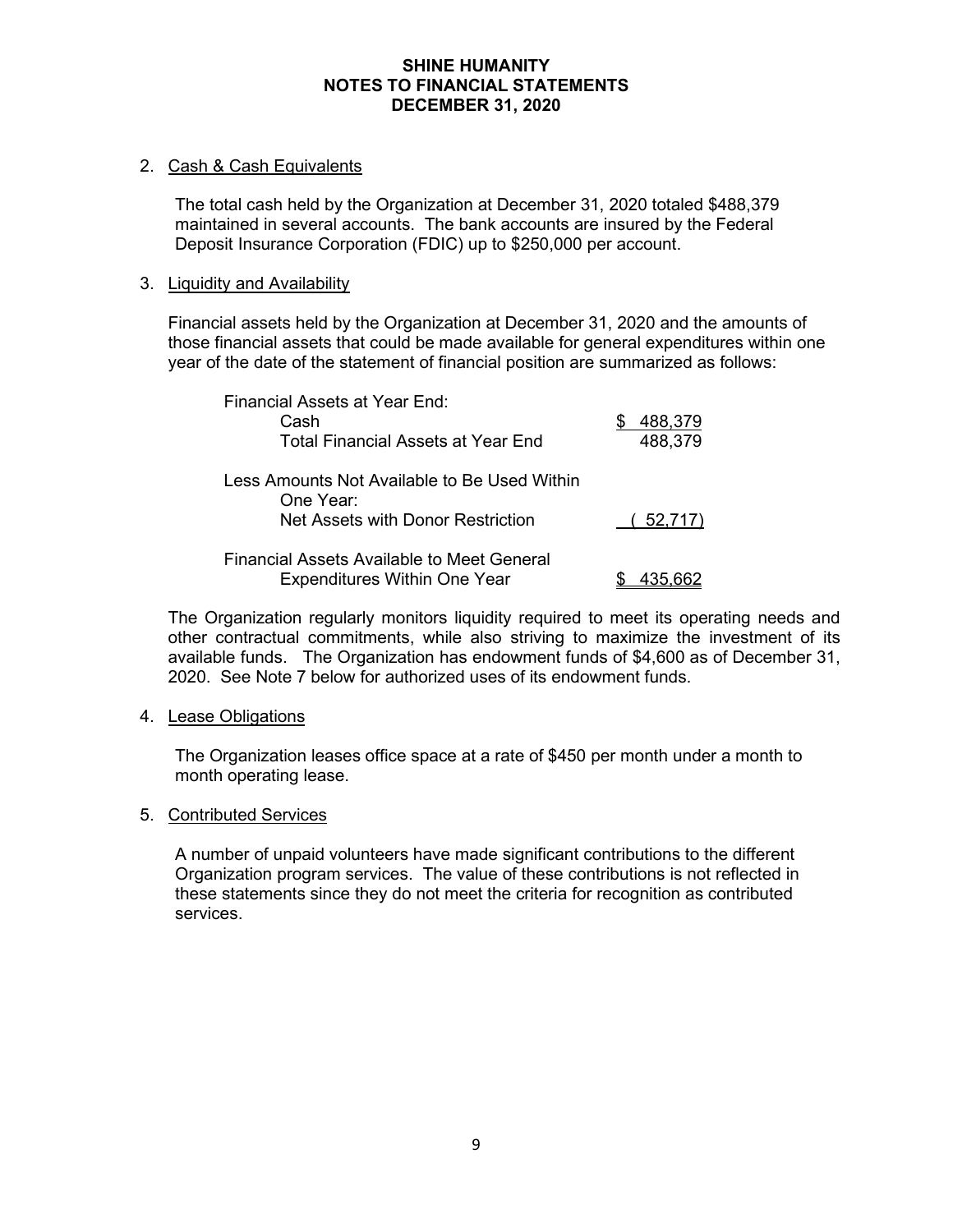**SHINE HUMANITY**
**NOTES TO FINANCIAL STATEMENTS**
**DECEMBER 31, 2020**

2. Cash & Cash Equivalents

The total cash held by the Organization at December 31, 2020 totaled $488,379 maintained in several accounts. The bank accounts are insured by the Federal Deposit Insurance Corporation (FDIC) up to $250,000 per account.

3. Liquidity and Availability

Financial assets held by the Organization at December 31, 2020 and the amounts of those financial assets that could be made available for general expenditures within one year of the date of the statement of financial position are summarized as follows:

| | |
|---|---|
| Financial Assets at Year End: | |
| Cash | $ 488,379 |
| Total Financial Assets at Year End | 488,379 |
| Less Amounts Not Available to Be Used Within One Year: | |
| Net Assets with Donor Restriction | ( 52,717) |
| Financial Assets Available to Meet General Expenditures Within One Year | $ 435,662 |

The Organization regularly monitors liquidity required to meet its operating needs and other contractual commitments, while also striving to maximize the investment of its available funds. The Organization has endowment funds of $4,600 as of December 31, 2020. See Note 7 below for authorized uses of its endowment funds.

4. Lease Obligations

The Organization leases office space at a rate of $450 per month under a month to month operating lease.

5. Contributed Services

A number of unpaid volunteers have made significant contributions to the different Organization program services. The value of these contributions is not reflected in these statements since they do not meet the criteria for recognition as contributed services.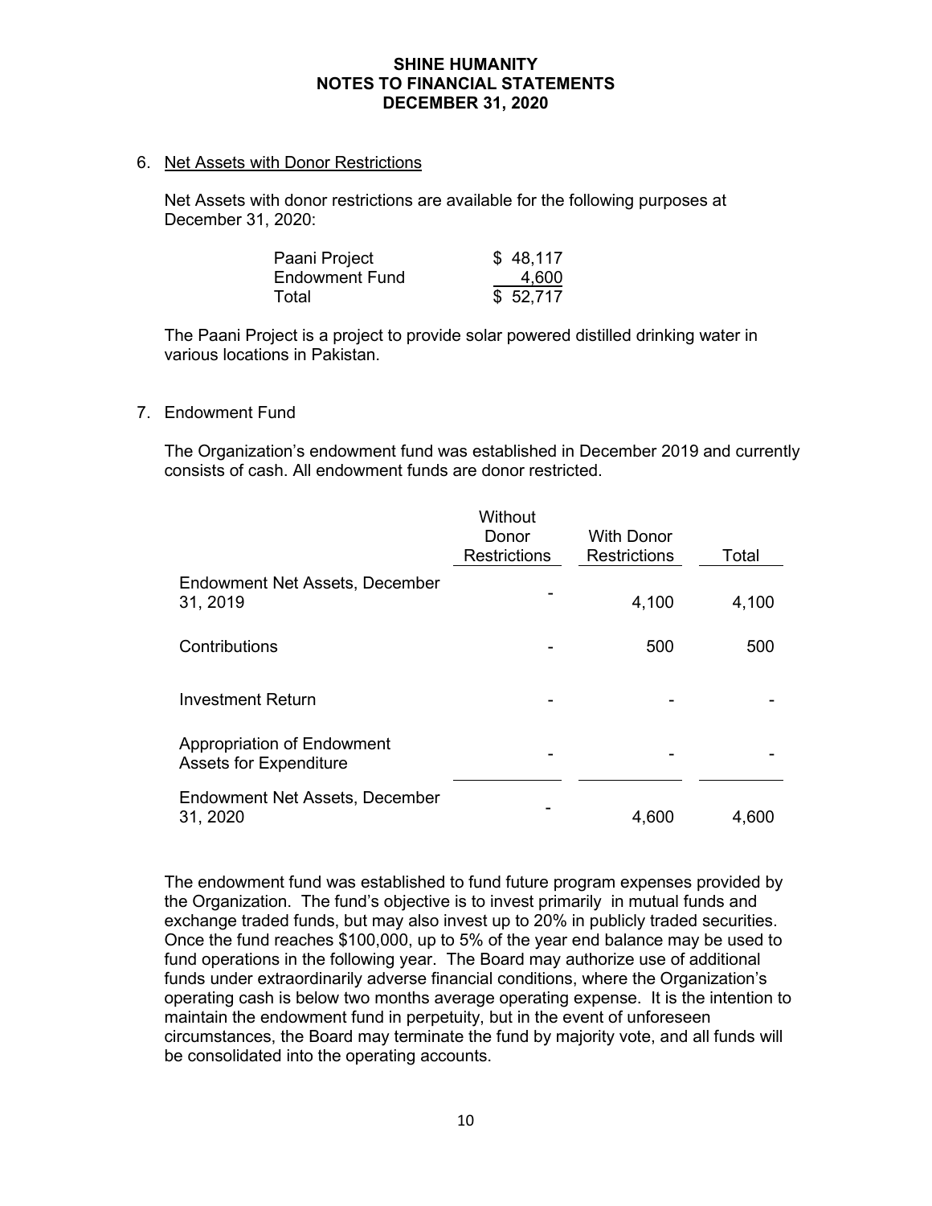**SHINE HUMANITY**
**NOTES TO FINANCIAL STATEMENTS**
**DECEMBER 31, 2020**

6. Net Assets with Donor Restrictions

   Net Assets with donor restrictions are available for the following purposes at December 31, 2020:

| | |
|---|---|
| Paani Project | $ 48,117 |
| Endowment Fund | 4,600 |
| Total | $ 52,717 |

   The Paani Project is a project to provide solar powered distilled drinking water in various locations in Pakistan.

7. Endowment Fund

   The Organization's endowment fund was established in December 2019 and currently consists of cash. All endowment funds are donor restricted.

| | Without Donor Restrictions | With Donor Restrictions | Total |
|---|---|---|---|
| Endowment Net Assets, December 31, 2019 | - | 4,100 | 4,100 |
| Contributions | - | 500 | 500 |
| Investment Return | - | - | - |
| Appropriation of Endowment Assets for Expenditure | - | - | - |
| Endowment Net Assets, December 31, 2020 | - | 4,600 | 4,600 |

   The endowment fund was established to fund future program expenses provided by the Organization. The fund's objective is to invest primarily in mutual funds and exchange traded funds, but may also invest up to 20% in publicly traded securities. Once the fund reaches $100,000, up to 5% of the year end balance may be used to fund operations in the following year. The Board may authorize use of additional funds under extraordinarily adverse financial conditions, where the Organization's operating cash is below two months average operating expense. It is the intention to maintain the endowment fund in perpetuity, but in the event of unforeseen circumstances, the Board may terminate the fund by majority vote, and all funds will be consolidated into the operating accounts.